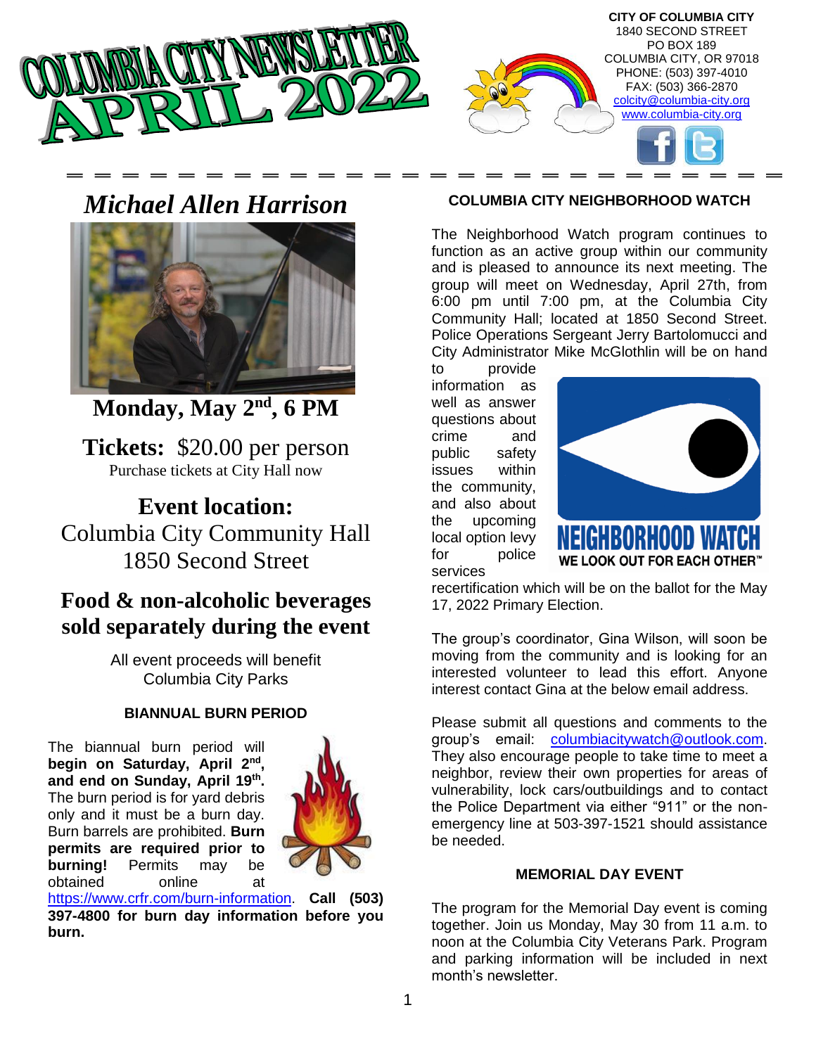# COLUMBIA CITY NEWSLETTER APRIL 2022

**CITY OF COLUMBIA CITY**
1840 SECOND STREET
PO BOX 189
COLUMBIA CITY, OR 97018
PHONE: (503) 397-4010
FAX: (503) 366-2870
colcity@columbia-city.org
www.columbia-city.org

## *Michael Allen Harrison*

**Monday, May 2nd, 6 PM**

**Tickets:** $20.00 per person
Purchase tickets at City Hall now

**Event location:**
Columbia City Community Hall
1850 Second Street

**Food & non-alcoholic beverages sold separately during the event**

All event proceeds will benefit Columbia City Parks

### BIANNUAL BURN PERIOD

The biannual burn period will **begin on Saturday, April 2nd, and end on Sunday, April 19th.** The burn period is for yard debris only and it must be a burn day. Burn barrels are prohibited. **Burn permits are required prior to burning!** Permits may be obtained online at https://www.crfr.com/burn-information. **Call (503) 397-4800 for burn day information before you burn.**

### COLUMBIA CITY NEIGHBORHOOD WATCH

The Neighborhood Watch program continues to function as an active group within our community and is pleased to announce its next meeting. The group will meet on Wednesday, April 27th, from 6:00 pm until 7:00 pm, at the Columbia City Community Hall; located at 1850 Second Street. Police Operations Sergeant Jerry Bartolomucci and City Administrator Mike McGlothlin will be on hand to provide information as well as answer questions about crime and public safety issues within the community, and also about the upcoming local option levy for police services recertification which will be on the ballot for the May 17, 2022 Primary Election.

NEIGHBORHOOD WATCH
WE LOOK OUT FOR EACH OTHER™

The group's coordinator, Gina Wilson, will soon be moving from the community and is looking for an interested volunteer to lead this effort. Anyone interest contact Gina at the below email address.

Please submit all questions and comments to the group's email: columbiacitywatch@outlook.com. They also encourage people to take time to meet a neighbor, review their own properties for areas of vulnerability, lock cars/outbuildings and to contact the Police Department via either "911" or the non-emergency line at 503-397-1521 should assistance be needed.

### MEMORIAL DAY EVENT

The program for the Memorial Day event is coming together. Join us Monday, May 30 from 11 a.m. to noon at the Columbia City Veterans Park. Program and parking information will be included in next month's newsletter.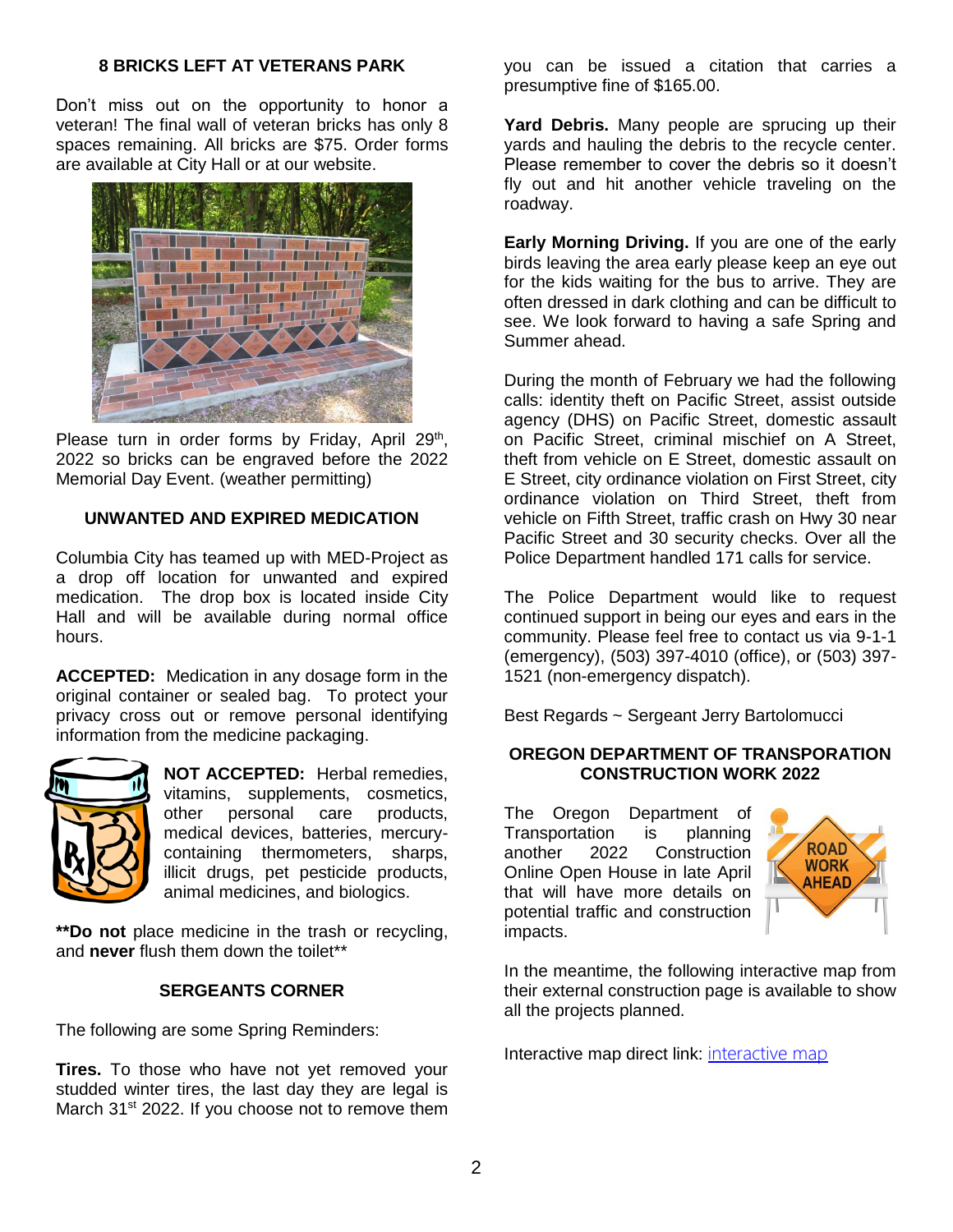## 8 BRICKS LEFT AT VETERANS PARK

Don't miss out on the opportunity to honor a veteran! The final wall of veteran bricks has only 8 spaces remaining. All bricks are $75. Order forms are available at City Hall or at our website.

Please turn in order forms by Friday, April 29th, 2022 so bricks can be engraved before the 2022 Memorial Day Event. (weather permitting)

## UNWANTED AND EXPIRED MEDICATION

Columbia City has teamed up with MED-Project as a drop off location for unwanted and expired medication. The drop box is located inside City Hall and will be available during normal office hours.

**ACCEPTED:** Medication in any dosage form in the original container or sealed bag. To protect your privacy cross out or remove personal identifying information from the medicine packaging.

**NOT ACCEPTED:** Herbal remedies, vitamins, supplements, cosmetics, other personal care products, medical devices, batteries, mercury-containing thermometers, sharps, illicit drugs, pet pesticide products, animal medicines, and biologics.

****Do not** place medicine in the trash or recycling, and **never** flush them down the toilet**

## SERGEANTS CORNER

The following are some Spring Reminders:

**Tires.** To those who have not yet removed your studded winter tires, the last day they are legal is March 31st 2022. If you choose not to remove them you can be issued a citation that carries a presumptive fine of $165.00.

**Yard Debris.** Many people are sprucing up their yards and hauling the debris to the recycle center. Please remember to cover the debris so it doesn't fly out and hit another vehicle traveling on the roadway.

**Early Morning Driving.** If you are one of the early birds leaving the area early please keep an eye out for the kids waiting for the bus to arrive. They are often dressed in dark clothing and can be difficult to see. We look forward to having a safe Spring and Summer ahead.

During the month of February we had the following calls: identity theft on Pacific Street, assist outside agency (DHS) on Pacific Street, domestic assault on Pacific Street, criminal mischief on A Street, theft from vehicle on E Street, domestic assault on E Street, city ordinance violation on First Street, city ordinance violation on Third Street, theft from vehicle on Fifth Street, traffic crash on Hwy 30 near Pacific Street and 30 security checks. Over all the Police Department handled 171 calls for service.

The Police Department would like to request continued support in being our eyes and ears in the community. Please feel free to contact us via 9-1-1 (emergency), (503) 397-4010 (office), or (503) 397-1521 (non-emergency dispatch).

Best Regards ~ Sergeant Jerry Bartolomucci

## OREGON DEPARTMENT OF TRANSPORATION CONSTRUCTION WORK 2022

The Oregon Department of Transportation is planning another 2022 Construction Online Open House in late April that will have more details on potential traffic and construction impacts.

In the meantime, the following interactive map from their external construction page is available to show all the projects planned.

Interactive map direct link: interactive map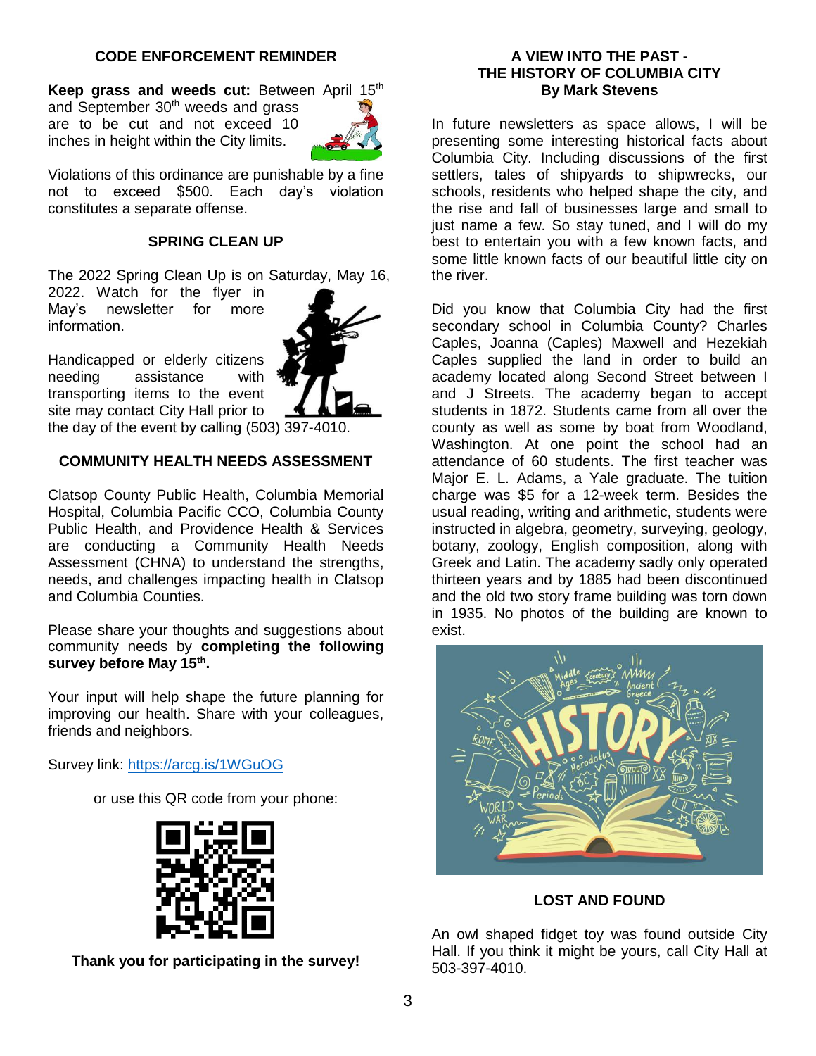## CODE ENFORCEMENT REMINDER

**Keep grass and weeds cut:** Between April 15th and September 30th weeds and grass are to be cut and not exceed 10 inches in height within the City limits.

Violations of this ordinance are punishable by a fine not to exceed $500. Each day's violation constitutes a separate offense.

## SPRING CLEAN UP

The 2022 Spring Clean Up is on Saturday, May 16, 2022. Watch for the flyer in May's newsletter for more information.

Handicapped or elderly citizens needing assistance with transporting items to the event site may contact City Hall prior to the day of the event by calling (503) 397-4010.

## COMMUNITY HEALTH NEEDS ASSESSMENT

Clatsop County Public Health, Columbia Memorial Hospital, Columbia Pacific CCO, Columbia County Public Health, and Providence Health & Services are conducting a Community Health Needs Assessment (CHNA) to understand the strengths, needs, and challenges impacting health in Clatsop and Columbia Counties.

Please share your thoughts and suggestions about community needs by **completing the following survey before May 15th.**

Your input will help shape the future planning for improving our health. Share with your colleagues, friends and neighbors.

Survey link: https://arcg.is/1WGuOG

or use this QR code from your phone:

**Thank you for participating in the survey!**

## A VIEW INTO THE PAST - THE HISTORY OF COLUMBIA CITY

**By Mark Stevens**

In future newsletters as space allows, I will be presenting some interesting historical facts about Columbia City. Including discussions of the first settlers, tales of shipyards to shipwrecks, our schools, residents who helped shape the city, and the rise and fall of businesses large and small to just name a few. So stay tuned, and I will do my best to entertain you with a few known facts, and some little known facts of our beautiful little city on the river.

Did you know that Columbia City had the first secondary school in Columbia County? Charles Caples, Joanna (Caples) Maxwell and Hezekiah Caples supplied the land in order to build an academy located along Second Street between I and J Streets. The academy began to accept students in 1872. Students came from all over the county as well as some by boat from Woodland, Washington. At one point the school had an attendance of 60 students. The first teacher was Major E. L. Adams, a Yale graduate. The tuition charge was $5 for a 12-week term. Besides the usual reading, writing and arithmetic, students were instructed in algebra, geometry, surveying, geology, botany, zoology, English composition, along with Greek and Latin. The academy sadly only operated thirteen years and by 1885 had been discontinued and the old two story frame building was torn down in 1935. No photos of the building are known to exist.

## LOST AND FOUND

An owl shaped fidget toy was found outside City Hall. If you think it might be yours, call City Hall at 503-397-4010.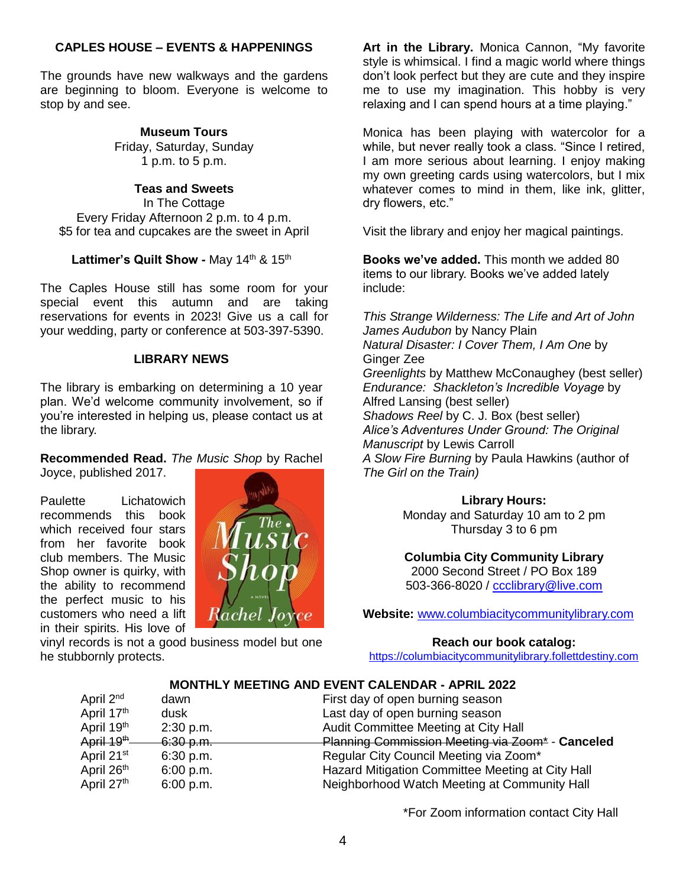## CAPLES HOUSE – EVENTS & HAPPENINGS

The grounds have new walkways and the gardens are beginning to bloom. Everyone is welcome to stop by and see.

**Museum Tours**
Friday, Saturday, Sunday
1 p.m. to 5 p.m.

**Teas and Sweets**
In The Cottage
Every Friday Afternoon 2 p.m. to 4 p.m.
$5 for tea and cupcakes are the sweet in April

**Lattimer's Quilt Show -** May 14th & 15th

The Caples House still has some room for your special event this autumn and are taking reservations for events in 2023! Give us a call for your wedding, party or conference at 503-397-5390.

## LIBRARY NEWS

The library is embarking on determining a 10 year plan. We'd welcome community involvement, so if you're interested in helping us, please contact us at the library.

**Recommended Read.** *The Music Shop* by Rachel Joyce, published 2017.

Paulette Lichatowich recommends this book which received four stars from her favorite book club members. The Music Shop owner is quirky, with the ability to recommend the perfect music to his customers who need a lift in their spirits. His love of vinyl records is not a good business model but one he stubbornly protects.

**Art in the Library.** Monica Cannon, "My favorite style is whimsical. I find a magic world where things don't look perfect but they are cute and they inspire me to use my imagination. This hobby is very relaxing and I can spend hours at a time playing."

Monica has been playing with watercolor for a while, but never really took a class. "Since I retired, I am more serious about learning. I enjoy making my own greeting cards using watercolors, but I mix whatever comes to mind in them, like ink, glitter, dry flowers, etc."

Visit the library and enjoy her magical paintings.

**Books we've added.** This month we added 80 items to our library. Books we've added lately include:

*This Strange Wilderness: The Life and Art of John James Audubon* by Nancy Plain
*Natural Disaster: I Cover Them, I Am One* by Ginger Zee
*Greenlights* by Matthew McConaughey (best seller)
*Endurance: Shackleton's Incredible Voyage* by Alfred Lansing (best seller)
*Shadows Reel* by C. J. Box (best seller)
*Alice's Adventures Under Ground: The Original Manuscript* by Lewis Carroll
*A Slow Fire Burning* by Paula Hawkins (author of *The Girl on the Train)*

**Library Hours:**
Monday and Saturday 10 am to 2 pm
Thursday 3 to 6 pm

**Columbia City Community Library**
2000 Second Street / PO Box 189
503-366-8020 / ccclibrary@live.com

**Website:** www.columbiacitycommunitylibrary.com

**Reach our book catalog:**
https://columbiacitycommunitylibrary.follettdestiny.com

## MONTHLY MEETING AND EVENT CALENDAR - APRIL 2022

| | | |
|---|---|---|
| April 2nd | dawn | First day of open burning season |
| April 17th | dusk | Last day of open burning season |
| April 19th | 2:30 p.m. | Audit Committee Meeting at City Hall |
| ~~April 19th~~ | ~~6:30 p.m.~~ | ~~Planning Commission Meeting via Zoom*~~ - **Canceled** |
| April 21st | 6:30 p.m. | Regular City Council Meeting via Zoom* |
| April 26th | 6:00 p.m. | Hazard Mitigation Committee Meeting at City Hall |
| April 27th | 6:00 p.m. | Neighborhood Watch Meeting at Community Hall |

*For Zoom information contact City Hall